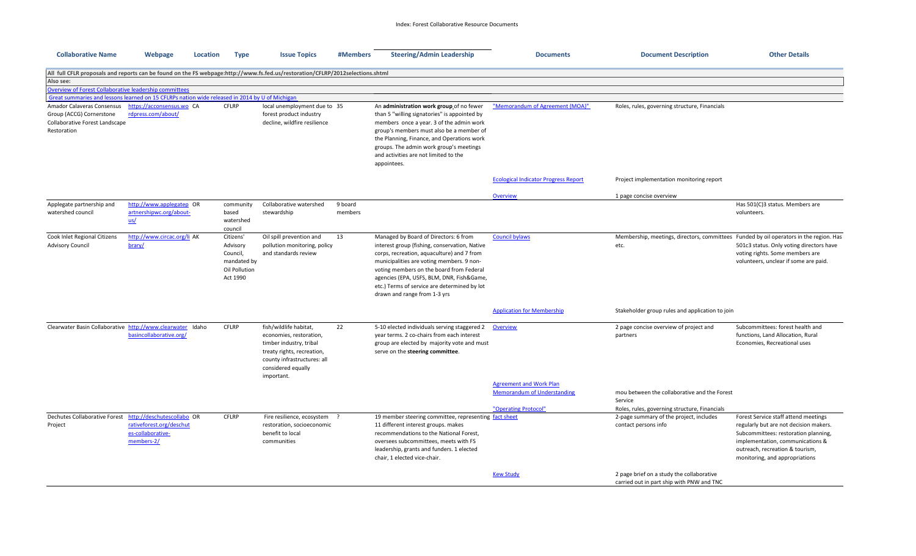Index: Forest Collaborative Resource Documents

| Collaborative Name | Webpage | Location | Type | Issue Topics | #Members | Steering/Admin Leadership | Documents | Document Description | Other Details |
|---|---|---|---|---|---|---|---|---|---|
| All full CFLR proposals and reports can be found on the FS webpage:http://www.fs.fed.us/restoration/CFLRP/2012selections.shtml | | | | | | | | | |
| Also see: | | | | | | | | | |
| Overview of Forest Collaborative leadership committees | | | | | | | | | |
| Great summaries and lessons learned on 15 CFLRPs nation wide released in 2014 by U of Michigan | | | | | | | | | |
| Amador Calaveras Consensus Group (ACCG) Cornerstone Collaborative Forest Landscape Restoration | https://acconsensus.wordpress.com/about/ | CA | CFLRP | local unemployment due to forest product industry decline, wildfire resilience | 35 | An **administration work group** of no fewer than 5 "willing signatories" is appointed by members once a year. 3 of the admin work group's members must also be a member of the Planning, Finance, and Operations work groups. The admin work group's meetings and activities are not limited to the appointees. | "Memorandum of Agreement (MOA)" | Roles, rules, governing structure, Financials | |
| | | | | | | | Ecological Indicator Progress Report | Project implementation monitoring report | |
| | | | | | | | Overview | 1 page concise overview | |
| Applegate partnership and watershed council | http://www.applegatepartnershipwc.org/about-us/ | OR | community based watershed council | Collaborative watershed stewardship | 9 board members | | | | Has 501(C)3 status. Members are volunteers. |
| Cook Inlet Regional Citizens Advisory Council | http://www.circac.org/library/ | AK | Citizens' Advisory Council, mandated by Oil Pollution Act 1990 | Oil spill prevention and pollution monitoring, policy and standards review | 13 | Managed by Board of Directors: 6 from interest group (fishing, conservation, Native corps, recreation, aquaculture) and 7 from municipalities are voting members. 9 non-voting members on the board from Federal agencies (EPA, USFS, BLM, DNR, Fish&Game, etc.) Terms of service are determined by lot drawn and range from 1-3 yrs | Council bylaws | Membership, meetings, directors, committees etc. | Funded by oil operators in the region. Has 501c3 status. Only voting directors have voting rights. Some members are volunteers, unclear if some are paid. |
| | | | | | | | Application for Membership | Stakeholder group rules and application to join | |
| Clearwater Basin Collaborative | http://www.clearwaterbasincollaborative.org/ | Idaho | CFLRP | fish/wildlife habitat, economies, restoration, timber industry, tribal treaty rights, recreation, county infrastructures: all considered equally important. | 22 | 5-10 elected individuals serving staggered 2 year terms. 2 co-chairs from each interest group are elected by majority vote and must serve on the **steering committee**. | Overview | 2 page concise overview of project and partners | Subcommittees: forest health and functions, Land Allocation, Rural Economies, Recreational uses |
| | | | | | | | Agreement and Work Plan Memorandum of Understanding | mou between the collaborative and the Forest Service | |
| | | | | | | | "Operating Protocol" | Roles, rules, governing structure, Financials | |
| Dechutes Collaborative Forest Project | http://deschutescollaborativeforest.org/deschutes-collaborative-members-2/ | OR | CFLRP | Fire resilience, ecosystem restoration, socioeconomic benefit to local communities | ? | 19 member steering committee, representing 11 different interest groups. makes recommendations to the National Forest, oversees subcommittees, meets with FS leadership, grants and funders. 1 elected chair, 1 elected vice-chair. | fact sheet | 2-page summary of the project, includes contact persons info | Forest Service staff attend meetings regularly but are not decision makers. Subcommittees: restoration planning, implementation, communications & outreach, recreation & tourism, monitoring, and appropriations |
| | | | | | | | Kew Study | 2 page brief on a study the collaborative carried out in part ship with PNW and TNC | |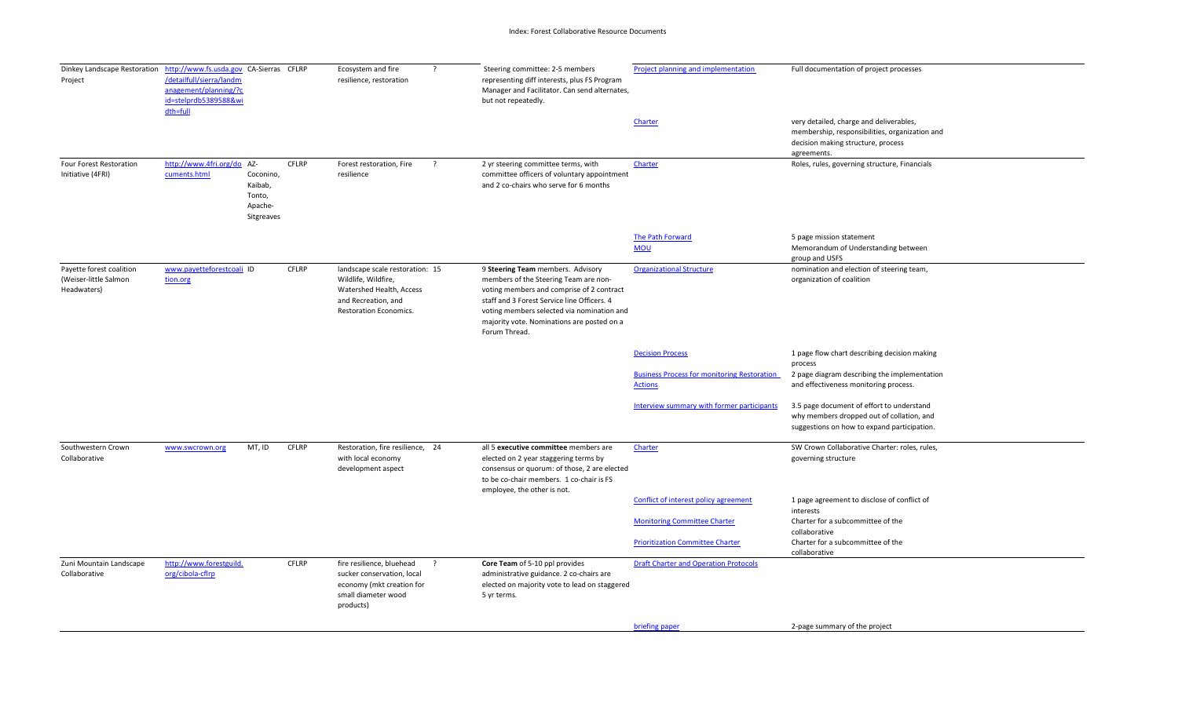| | | | | | | | | |
|---|---|---|---|---|---|---|---|---|
| Dinkey Landscape Restoration Project | http://www.fs.usda.gov/detailfull/sierra/landmanagement/planning/?cid=stelprdb5389588&width=full | CA-Sierras | CFLRP | Ecosystem and fire resilience, restoration | ? | Steering committee: 2-5 members representing diff interests, plus FS Program Manager and Facilitator. Can send alternates, but not repeatedly. | Project planning and implementation | Full documentation of project processes |
| | | | | | | | Charter | very detailed, charge and deliverables, membership, responsibilities, organization and decision making structure, process agreements. |
| Four Forest Restoration Initiative (4FRI) | http://www.4fri.org/documents.html | AZ-Coconino, Kaibab, Tonto, Apache-Sitgreaves | CFLRP | Forest restoration, Fire resilience | ? | 2 yr steering committee terms, with committee officers of voluntary appointment and 2 co-chairs who serve for 6 months | Charter | Roles, rules, governing structure, Financials |
| | | | | | | | The Path Forward | 5 page mission statement |
| | | | | | | | MOU | Memorandum of Understanding between group and USFS |
| Payette forest coalition (Weiser-little Salmon Headwaters) | www.payetteforestcoalition.org | ID | CFLRP | landscape scale restoration: Wildlife, Wildfire, Watershed Health, Access and Recreation, and Restoration Economics. | 15 | 9 **Steering Team** members. Advisory members of the Steering Team are non-voting members and comprise of 2 contract staff and 3 Forest Service line Officers. 4 voting members selected via nomination and majority vote. Nominations are posted on a Forum Thread. | Organizational Structure | nomination and election of steering team, organization of coalition |
| | | | | | | | Decision Process | 1 page flow chart describing decision making process |
| | | | | | | | Business Process for monitoring Restoration Actions | 2 page diagram describing the implementation and effectiveness monitoring process. |
| | | | | | | | Interview summary with former participants | 3.5 page document of effort to understand why members dropped out of collation, and suggestions on how to expand participation. |
| Southwestern Crown Collaborative | www.swcrown.org | MT, ID | CFLRP | Restoration, fire resilience, with local economy development aspect | 24 | all 5 **executive committee** members are elected on 2 year staggering terms by consensus or quorum: of those, 2 are elected to be co-chair members. 1 co-chair is FS employee, the other is not. | Charter | SW Crown Collaborative Charter: roles, rules, governing structure |
| | | | | | | | Conflict of interest policy agreement | 1 page agreement to disclose of conflict of interests |
| | | | | | | | Monitoring Committee Charter | Charter for a subcommittee of the collaborative |
| | | | | | | | Prioritization Committee Charter | Charter for a subcommittee of the collaborative |
| Zuni Mountain Landscape Collaborative | http://www.forestguild.org/cibola-cflrp | | CFLRP | fire resilience, bluehead sucker conservation, local economy (mkt creation for small diameter wood products) | ? | **Core Team** of 5-10 ppl provides administrative guidance. 2 co-chairs are elected on majority vote to lead on staggered 5 yr terms. | Draft Charter and Operation Protocols | |
| | | | | | | | briefing paper | 2-page summary of the project |